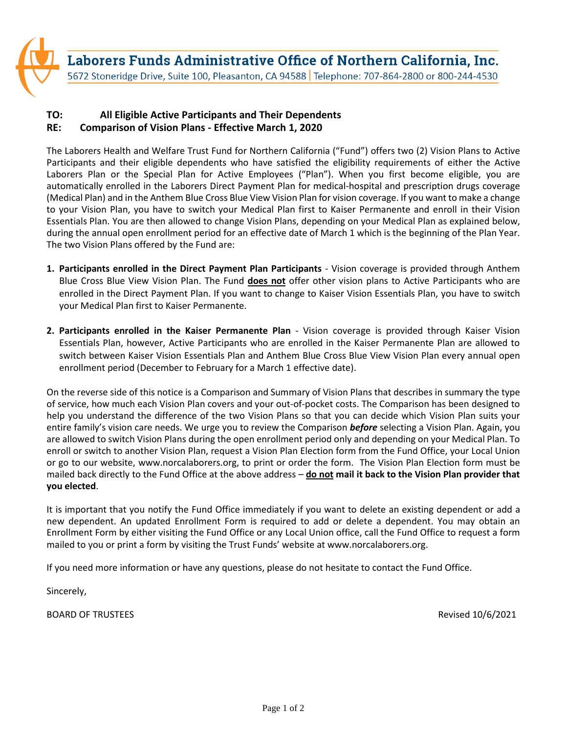# Laborers Funds Administrative Office of Northern California, Inc.

5672 Stoneridge Drive, Suite 100, Pleasanton, CA 94588 | Telephone: 707-864-2800 or 800-244-4530

**TO: All Eligible Active Participants and Their Dependents**
**RE: Comparison of Vision Plans - Effective March 1, 2020**

The Laborers Health and Welfare Trust Fund for Northern California ("Fund") offers two (2) Vision Plans to Active Participants and their eligible dependents who have satisfied the eligibility requirements of either the Active Laborers Plan or the Special Plan for Active Employees ("Plan"). When you first become eligible, you are automatically enrolled in the Laborers Direct Payment Plan for medical-hospital and prescription drugs coverage (Medical Plan) and in the Anthem Blue Cross Blue View Vision Plan for vision coverage. If you want to make a change to your Vision Plan, you have to switch your Medical Plan first to Kaiser Permanente and enroll in their Vision Essentials Plan. You are then allowed to change Vision Plans, depending on your Medical Plan as explained below, during the annual open enrollment period for an effective date of March 1 which is the beginning of the Plan Year. The two Vision Plans offered by the Fund are:

1. **Participants enrolled in the Direct Payment Plan Participants** - Vision coverage is provided through Anthem Blue Cross Blue View Vision Plan. The Fund **does not** offer other vision plans to Active Participants who are enrolled in the Direct Payment Plan. If you want to change to Kaiser Vision Essentials Plan, you have to switch your Medical Plan first to Kaiser Permanente.

2. **Participants enrolled in the Kaiser Permanente Plan** - Vision coverage is provided through Kaiser Vision Essentials Plan, however, Active Participants who are enrolled in the Kaiser Permanente Plan are allowed to switch between Kaiser Vision Essentials Plan and Anthem Blue Cross Blue View Vision Plan every annual open enrollment period (December to February for a March 1 effective date).

On the reverse side of this notice is a Comparison and Summary of Vision Plans that describes in summary the type of service, how much each Vision Plan covers and your out-of-pocket costs. The Comparison has been designed to help you understand the difference of the two Vision Plans so that you can decide which Vision Plan suits your entire family's vision care needs. We urge you to review the Comparison ***before*** selecting a Vision Plan. Again, you are allowed to switch Vision Plans during the open enrollment period only and depending on your Medical Plan. To enroll or switch to another Vision Plan, request a Vision Plan Election form from the Fund Office, your Local Union or go to our website, www.norcalaborers.org, to print or order the form. The Vision Plan Election form must be mailed back directly to the Fund Office at the above address – **do not mail it back to the Vision Plan provider that you elected**.

It is important that you notify the Fund Office immediately if you want to delete an existing dependent or add a new dependent. An updated Enrollment Form is required to add or delete a dependent. You may obtain an Enrollment Form by either visiting the Fund Office or any Local Union office, call the Fund Office to request a form mailed to you or print a form by visiting the Trust Funds' website at www.norcalaborers.org.

If you need more information or have any questions, please do not hesitate to contact the Fund Office.

Sincerely,

BOARD OF TRUSTEES

Revised 10/6/2021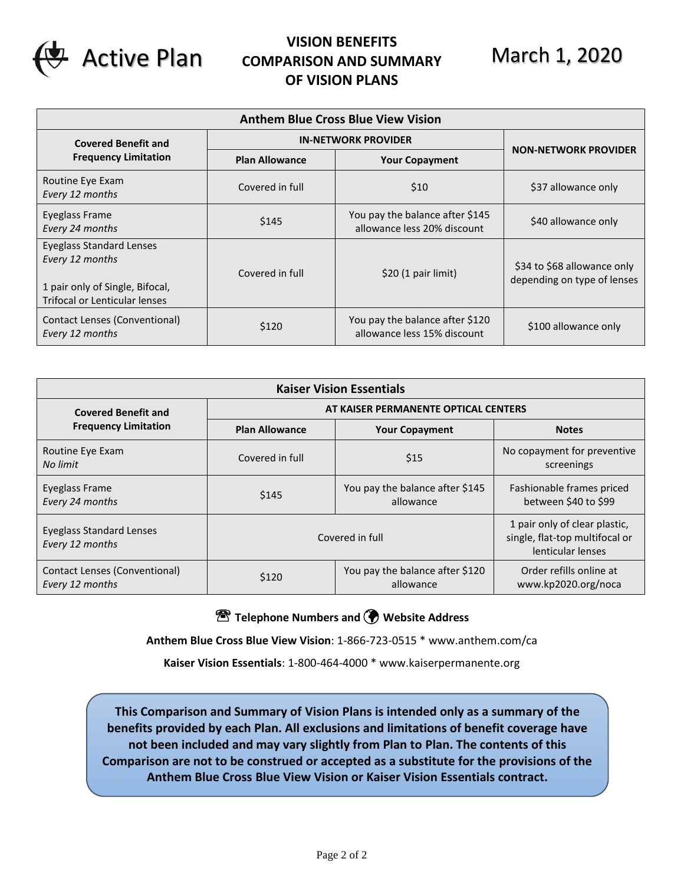Active Plan

# VISION BENEFITS COMPARISON AND SUMMARY OF VISION PLANS

March 1, 2020

| Anthem Blue Cross Blue View Vision | | | |
|---|---|---|---|
| **Covered Benefit and Frequency Limitation** | **IN-NETWORK PROVIDER** | | **NON-NETWORK PROVIDER** |
| | **Plan Allowance** | **Your Copayment** | |
| Routine Eye Exam<br>*Every 12 months* | Covered in full | $10 | $37 allowance only |
| Eyeglass Frame<br>*Every 24 months* | $145 | You pay the balance after $145 allowance less 20% discount | $40 allowance only |
| Eyeglass Standard Lenses<br>*Every 12 months*<br><br>1 pair only of Single, Bifocal, Trifocal or Lenticular lenses | Covered in full | $20 (1 pair limit) | $34 to $68 allowance only depending on type of lenses |
| Contact Lenses (Conventional)<br>*Every 12 months* | $120 | You pay the balance after $120 allowance less 15% discount | $100 allowance only |

| Kaiser Vision Essentials | | | |
|---|---|---|---|
| **Covered Benefit and Frequency Limitation** | **AT KAISER PERMANENTE OPTICAL CENTERS** | | |
| | **Plan Allowance** | **Your Copayment** | **Notes** |
| Routine Eye Exam<br>*No limit* | Covered in full | $15 | No copayment for preventive screenings |
| Eyeglass Frame<br>*Every 24 months* | $145 | You pay the balance after $145 allowance | Fashionable frames priced between $40 to $99 |
| Eyeglass Standard Lenses<br>*Every 12 months* | Covered in full | | 1 pair only of clear plastic, single, flat-top multifocal or lenticular lenses |
| Contact Lenses (Conventional)<br>*Every 12 months* | $120 | You pay the balance after $120 allowance | Order refills online at www.kp2020.org/noca |

### Telephone Numbers and Website Address

**Anthem Blue Cross Blue View Vision**: 1-866-723-0515 * www.anthem.com/ca

**Kaiser Vision Essentials**: 1-800-464-4000 * www.kaiserpermanente.org

**This Comparison and Summary of Vision Plans is intended only as a summary of the benefits provided by each Plan. All exclusions and limitations of benefit coverage have not been included and may vary slightly from Plan to Plan. The contents of this Comparison are not to be construed or accepted as a substitute for the provisions of the Anthem Blue Cross Blue View Vision or Kaiser Vision Essentials contract.**